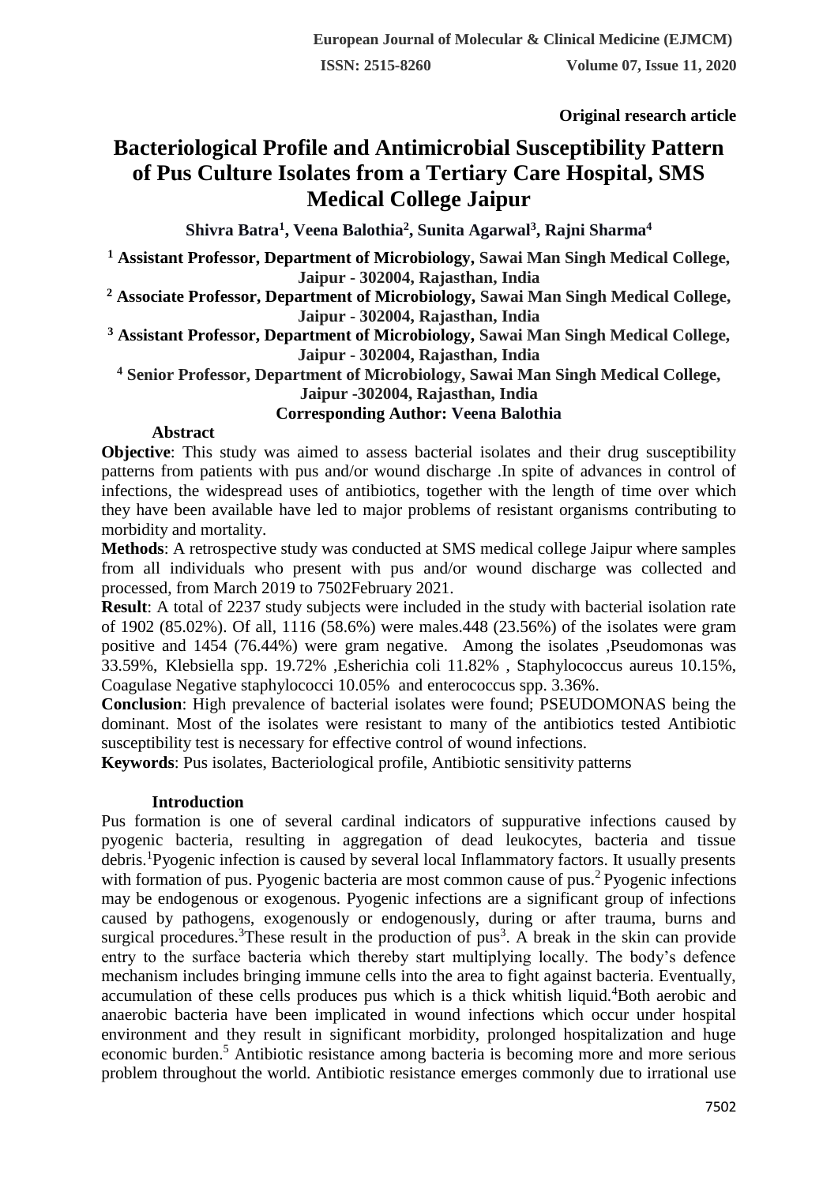Original research article

# Bacteriological Profile and Antimicrobial Susceptibility Pattern of Pus Culture Isolates from a Tertiary Care Hospital, SMS Medical College Jaipur

**Shivra Batra[1], Veena Balothia[2], Sunita Agarwal[3], Rajni Sharma[4]**

[1] Assistant Professor, Department of Microbiology, Sawai Man Singh Medical College, Jaipur - 302004, Rajasthan, India

[2] Associate Professor, Department of Microbiology, Sawai Man Singh Medical College, Jaipur - 302004, Rajasthan, India

[3] Assistant Professor, Department of Microbiology, Sawai Man Singh Medical College, Jaipur - 302004, Rajasthan, India

[4] Senior Professor, Department of Microbiology, Sawai Man Singh Medical College, Jaipur -302004, Rajasthan, India

**Corresponding Author: Veena Balothia**

## Abstract

**Objective**: This study was aimed to assess bacterial isolates and their drug susceptibility patterns from patients with pus and/or wound discharge .In spite of advances in control of infections, the widespread uses of antibiotics, together with the length of time over which they have been available have led to major problems of resistant organisms contributing to morbidity and mortality.

**Methods**: A retrospective study was conducted at SMS medical college Jaipur where samples from all individuals who present with pus and/or wound discharge was collected and processed, from March 2019 to 7502February 2021.

**Result**: A total of 2237 study subjects were included in the study with bacterial isolation rate of 1902 (85.02%). Of all, 1116 (58.6%) were males.448 (23.56%) of the isolates were gram positive and 1454 (76.44%) were gram negative. Among the isolates ,Pseudomonas was 33.59%, Klebsiella spp. 19.72% ,Esherichia coli 11.82% , Staphylococcus aureus 10.15%, Coagulase Negative staphylococci 10.05% and enterococcus spp. 3.36%.

**Conclusion**: High prevalence of bacterial isolates were found; PSEUDOMONAS being the dominant. Most of the isolates were resistant to many of the antibiotics tested Antibiotic susceptibility test is necessary for effective control of wound infections.

**Keywords**: Pus isolates, Bacteriological profile, Antibiotic sensitivity patterns

## Introduction

Pus formation is one of several cardinal indicators of suppurative infections caused by pyogenic bacteria, resulting in aggregation of dead leukocytes, bacteria and tissue debris.[1]Pyogenic infection is caused by several local Inflammatory factors. It usually presents with formation of pus. Pyogenic bacteria are most common cause of pus.[2] Pyogenic infections may be endogenous or exogenous. Pyogenic infections are a significant group of infections caused by pathogens, exogenously or endogenously, during or after trauma, burns and surgical procedures.[3]These result in the production of pus[3]. A break in the skin can provide entry to the surface bacteria which thereby start multiplying locally. The body's defence mechanism includes bringing immune cells into the area to fight against bacteria. Eventually, accumulation of these cells produces pus which is a thick whitish liquid.[4]Both aerobic and anaerobic bacteria have been implicated in wound infections which occur under hospital environment and they result in significant morbidity, prolonged hospitalization and huge economic burden.[5] Antibiotic resistance among bacteria is becoming more and more serious problem throughout the world. Antibiotic resistance emerges commonly due to irrational use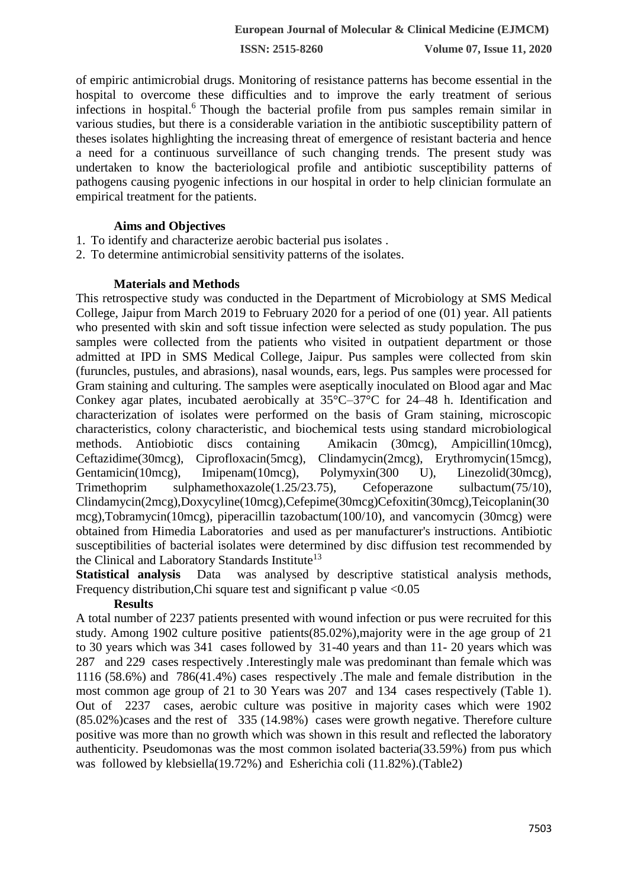of empiric antimicrobial drugs. Monitoring of resistance patterns has become essential in the hospital to overcome these difficulties and to improve the early treatment of serious infections in hospital.[6] Though the bacterial profile from pus samples remain similar in various studies, but there is a considerable variation in the antibiotic susceptibility pattern of theses isolates highlighting the increasing threat of emergence of resistant bacteria and hence a need for a continuous surveillance of such changing trends. The present study was undertaken to know the bacteriological profile and antibiotic susceptibility patterns of pathogens causing pyogenic infections in our hospital in order to help clinician formulate an empirical treatment for the patients.

## Aims and Objectives

1. To identify and characterize aerobic bacterial pus isolates .
2. To determine antimicrobial sensitivity patterns of the isolates.

## Materials and Methods

This retrospective study was conducted in the Department of Microbiology at SMS Medical College, Jaipur from March 2019 to February 2020 for a period of one (01) year. All patients who presented with skin and soft tissue infection were selected as study population. The pus samples were collected from the patients who visited in outpatient department or those admitted at IPD in SMS Medical College, Jaipur. Pus samples were collected from skin (furuncles, pustules, and abrasions), nasal wounds, ears, legs. Pus samples were processed for Gram staining and culturing. The samples were aseptically inoculated on Blood agar and Mac Conkey agar plates, incubated aerobically at 35°C–37°C for 24–48 h. Identification and characterization of isolates were performed on the basis of Gram staining, microscopic characteristics, colony characteristic, and biochemical tests using standard microbiological methods. Antiobiotic discs containing Amikacin (30mcg), Ampicillin(10mcg), Ceftazidime(30mcg), Ciprofloxacin(5mcg), Clindamycin(2mcg), Erythromycin(15mcg), Gentamicin(10mcg), Imipenam(10mcg), Polymyxin(300 U), Linezolid(30mcg), Trimethoprim sulphamethoxazole(1.25/23.75), Cefoperazone sulbactum(75/10), Clindamycin(2mcg),Doxycyline(10mcg),Cefepime(30mcg)Cefoxitin(30mcg),Teicoplanin(30 mcg),Tobramycin(10mcg), piperacillin tazobactum(100/10), and vancomycin (30mcg) were obtained from Himedia Laboratories and used as per manufacturer's instructions. Antibiotic susceptibilities of bacterial isolates were determined by disc diffusion test recommended by the Clinical and Laboratory Standards Institute[13]

**Statistical analysis** Data was analysed by descriptive statistical analysis methods, Frequency distribution,Chi square test and significant p value <0.05

## Results

A total number of 2237 patients presented with wound infection or pus were recruited for this study. Among 1902 culture positive patients(85.02%),majority were in the age group of 21 to 30 years which was 341 cases followed by 31-40 years and than 11- 20 years which was 287 and 229 cases respectively .Interestingly male was predominant than female which was 1116 (58.6%) and 786(41.4%) cases respectively .The male and female distribution in the most common age group of 21 to 30 Years was 207 and 134 cases respectively (Table 1). Out of 2237 cases, aerobic culture was positive in majority cases which were 1902 (85.02%)cases and the rest of 335 (14.98%) cases were growth negative. Therefore culture positive was more than no growth which was shown in this result and reflected the laboratory authenticity. Pseudomonas was the most common isolated bacteria(33.59%) from pus which was followed by klebsiella(19.72%) and Esherichia coli (11.82%).(Table2)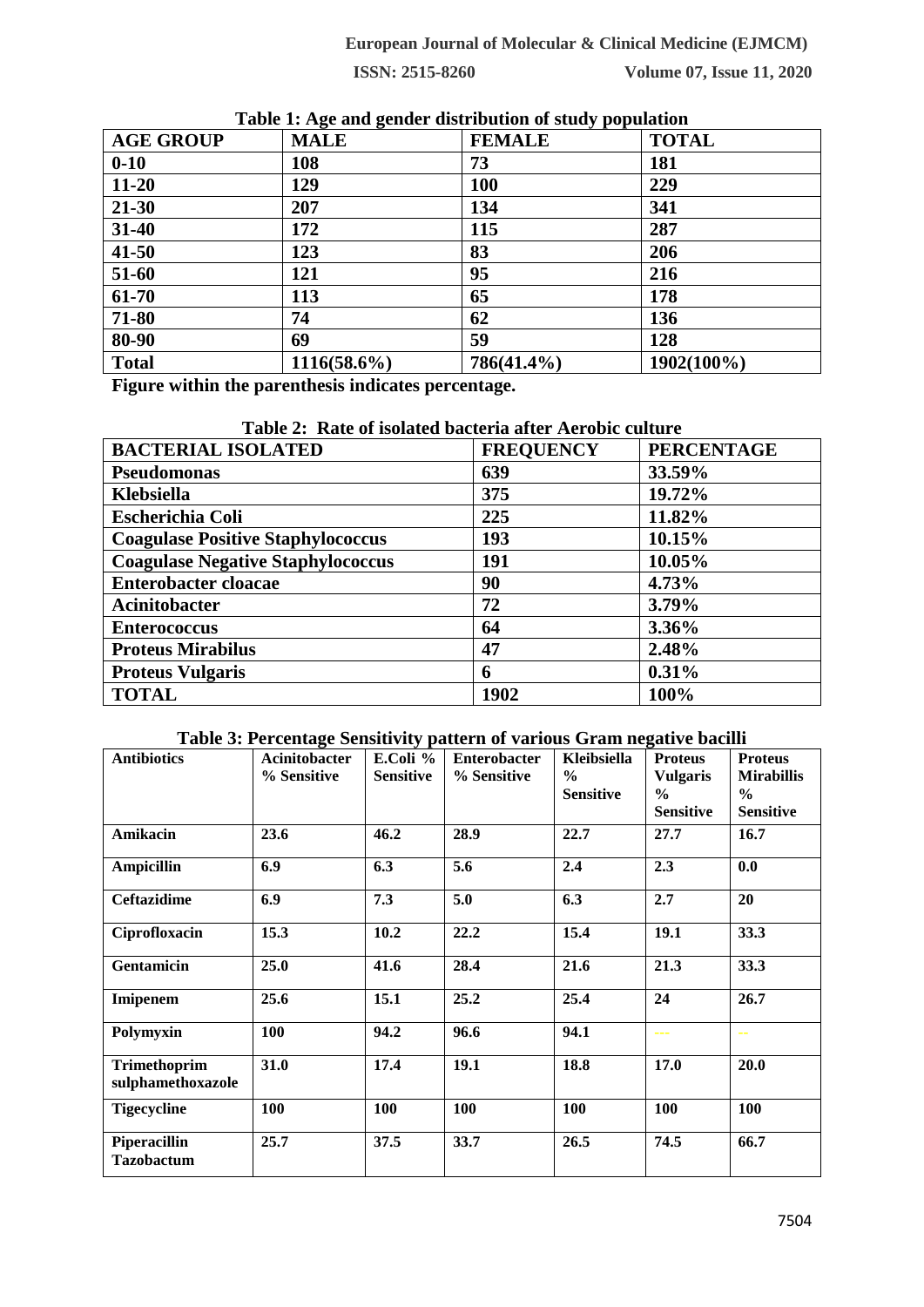**Table 1: Age and gender distribution of study population**

| AGE GROUP | MALE | FEMALE | TOTAL |
|---|---|---|---|
| 0-10 | 108 | 73 | 181 |
| 11-20 | 129 | 100 | 229 |
| 21-30 | 207 | 134 | 341 |
| 31-40 | 172 | 115 | 287 |
| 41-50 | 123 | 83 | 206 |
| 51-60 | 121 | 95 | 216 |
| 61-70 | 113 | 65 | 178 |
| 71-80 | 74 | 62 | 136 |
| 80-90 | 69 | 59 | 128 |
| Total | 1116(58.6%) | 786(41.4%) | 1902(100%) |

**Figure within the parenthesis indicates percentage.**

**Table 2: Rate of isolated bacteria after Aerobic culture**

| BACTERIAL ISOLATED | FREQUENCY | PERCENTAGE |
|---|---|---|
| Pseudomonas | 639 | 33.59% |
| Klebsiella | 375 | 19.72% |
| Escherichia Coli | 225 | 11.82% |
| Coagulase Positive Staphylococcus | 193 | 10.15% |
| Coagulase Negative Staphylococcus | 191 | 10.05% |
| Enterobacter cloacae | 90 | 4.73% |
| Acinitobacter | 72 | 3.79% |
| Enterococcus | 64 | 3.36% |
| Proteus Mirabilus | 47 | 2.48% |
| Proteus Vulgaris | 6 | 0.31% |
| TOTAL | 1902 | 100% |

**Table 3: Percentage Sensitivity pattern of various Gram negative bacilli**

| Antibiotics | Acinitobacter % Sensitive | E.Coli % Sensitive | Enterobacter % Sensitive | Kleibsiella % Sensitive | Proteus Vulgaris % Sensitive | Proteus Mirabillis % Sensitive |
|---|---|---|---|---|---|---|
| Amikacin | 23.6 | 46.2 | 28.9 | 22.7 | 27.7 | 16.7 |
| Ampicillin | 6.9 | 6.3 | 5.6 | 2.4 | 2.3 | 0.0 |
| Ceftazidime | 6.9 | 7.3 | 5.0 | 6.3 | 2.7 | 20 |
| Ciprofloxacin | 15.3 | 10.2 | 22.2 | 15.4 | 19.1 | 33.3 |
| Gentamicin | 25.0 | 41.6 | 28.4 | 21.6 | 21.3 | 33.3 |
| Imipenem | 25.6 | 15.1 | 25.2 | 25.4 | 24 | 26.7 |
| Polymyxin | 100 | 94.2 | 96.6 | 94.1 | --- | -- |
| Trimethoprim sulphamethoxazole | 31.0 | 17.4 | 19.1 | 18.8 | 17.0 | 20.0 |
| Tigecycline | 100 | 100 | 100 | 100 | 100 | 100 |
| Piperacillin Tazobactum | 25.7 | 37.5 | 33.7 | 26.5 | 74.5 | 66.7 |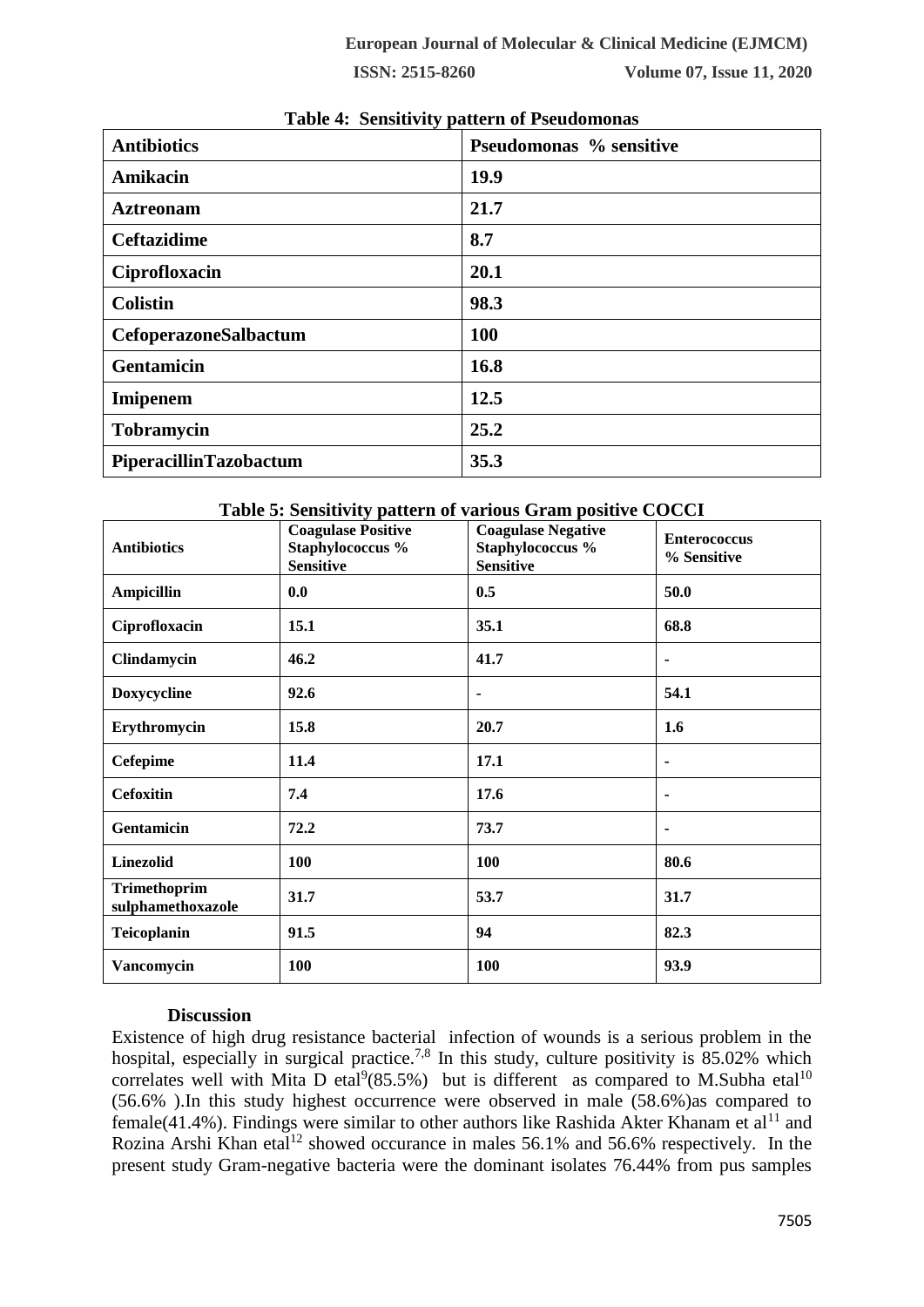**Table 4: Sensitivity pattern of Pseudomonas**

| Antibiotics | Pseudomonas % sensitive |
|---|---|
| Amikacin | 19.9 |
| Aztreonam | 21.7 |
| Ceftazidime | 8.7 |
| Ciprofloxacin | 20.1 |
| Colistin | 98.3 |
| CefoperazoneSalbactum | 100 |
| Gentamicin | 16.8 |
| Imipenem | 12.5 |
| Tobramycin | 25.2 |
| PiperacillinTazobactum | 35.3 |

**Table 5: Sensitivity pattern of various Gram positive COCCI**

| Antibiotics | Coagulase Positive Staphylococcus % Sensitive | Coagulase Negative Staphylococcus % Sensitive | Enterococcus % Sensitive |
|---|---|---|---|
| Ampicillin | 0.0 | 0.5 | 50.0 |
| Ciprofloxacin | 15.1 | 35.1 | 68.8 |
| Clindamycin | 46.2 | 41.7 | - |
| Doxycycline | 92.6 | - | 54.1 |
| Erythromycin | 15.8 | 20.7 | 1.6 |
| Cefepime | 11.4 | 17.1 | - |
| Cefoxitin | 7.4 | 17.6 | - |
| Gentamicin | 72.2 | 73.7 | - |
| Linezolid | 100 | 100 | 80.6 |
| Trimethoprim sulphamethoxazole | 31.7 | 53.7 | 31.7 |
| Teicoplanin | 91.5 | 94 | 82.3 |
| Vancomycin | 100 | 100 | 93.9 |

## Discussion

Existence of high drug resistance bacterial infection of wounds is a serious problem in the hospital, especially in surgical practice.[7,8] In this study, culture positivity is 85.02% which correlates well with Mita D etal[9](85.5%) but is different as compared to M.Subha etal[10] (56.6% ).In this study highest occurrence were observed in male (58.6%)as compared to female(41.4%). Findings were similar to other authors like Rashida Akter Khanam et al[11] and Rozina Arshi Khan etal[12] showed occurance in males 56.1% and 56.6% respectively. In the present study Gram-negative bacteria were the dominant isolates 76.44% from pus samples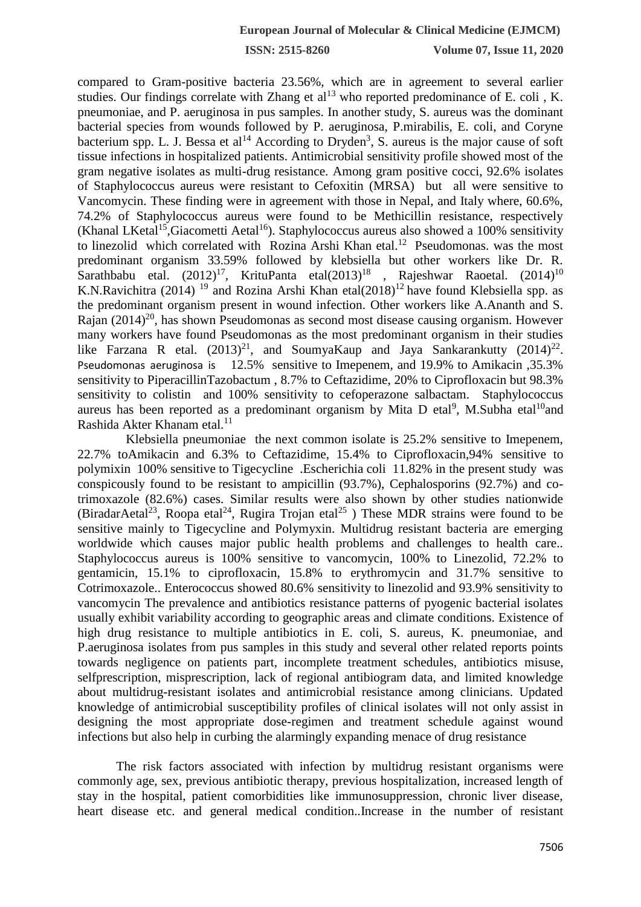compared to Gram-positive bacteria 23.56%, which are in agreement to several earlier studies. Our findings correlate with Zhang et al[13] who reported predominance of E. coli , K. pneumoniae, and P. aeruginosa in pus samples. In another study, S. aureus was the dominant bacterial species from wounds followed by P. aeruginosa, P.mirabilis, E. coli, and Coryne bacterium spp. L. J. Bessa et al[14] According to Dryden[3], S. aureus is the major cause of soft tissue infections in hospitalized patients. Antimicrobial sensitivity profile showed most of the gram negative isolates as multi-drug resistance. Among gram positive cocci, 92.6% isolates of Staphylococcus aureus were resistant to Cefoxitin (MRSA) but all were sensitive to Vancomycin. These finding were in agreement with those in Nepal, and Italy where, 60.6%, 74.2% of Staphylococcus aureus were found to be Methicillin resistance, respectively (Khanal LKetal[15],Giacometti Aetal[16]). Staphylococcus aureus also showed a 100% sensitivity to linezolid which correlated with Rozina Arshi Khan etal.[12] Pseudomonas. was the most predominant organism 33.59% followed by klebsiella but other workers like Dr. R. Sarathbabu etal. (2012)[17], KrituPanta etal(2013)[18] , Rajeshwar Raoetal. (2014)[10] K.N.Ravichitra (2014) [19] and Rozina Arshi Khan etal(2018)[12] have found Klebsiella spp. as the predominant organism present in wound infection. Other workers like A.Ananth and S. Rajan (2014)[20], has shown Pseudomonas as second most disease causing organism. However many workers have found Pseudomonas as the most predominant organism in their studies like Farzana R etal. (2013)[21], and SoumyaKaup and Jaya Sankarankutty (2014)[22]. Pseudomonas aeruginosa is 12.5% sensitive to Imepenem, and 19.9% to Amikacin ,35.3% sensitivity to PiperacillinTazobactum , 8.7% to Ceftazidime, 20% to Ciprofloxacin but 98.3% sensitivity to colistin and 100% sensitivity to cefoperazone salbactam. Staphylococcus aureus has been reported as a predominant organism by Mita D etal[9], M.Subha etal[10]and Rashida Akter Khanam etal.[11]

Klebsiella pneumoniae the next common isolate is 25.2% sensitive to Imepenem, 22.7% toAmikacin and 6.3% to Ceftazidime, 15.4% to Ciprofloxacin,94% sensitive to polymixin 100% sensitive to Tigecycline .Escherichia coli 11.82% in the present study was conspicously found to be resistant to ampicillin (93.7%), Cephalosporins (92.7%) and co-trimoxazole (82.6%) cases. Similar results were also shown by other studies nationwide (BiradarAetal[23], Roopa etal[24], Rugira Trojan etal[25] ) These MDR strains were found to be sensitive mainly to Tigecycline and Polymyxin. Multidrug resistant bacteria are emerging worldwide which causes major public health problems and challenges to health care.. Staphylococcus aureus is 100% sensitive to vancomycin, 100% to Linezolid, 72.2% to gentamicin, 15.1% to ciprofloxacin, 15.8% to erythromycin and 31.7% sensitive to Cotrimoxazole.. Enterococcus showed 80.6% sensitivity to linezolid and 93.9% sensitivity to vancomycin The prevalence and antibiotics resistance patterns of pyogenic bacterial isolates usually exhibit variability according to geographic areas and climate conditions. Existence of high drug resistance to multiple antibiotics in E. coli, S. aureus, K. pneumoniae, and P.aeruginosa isolates from pus samples in this study and several other related reports points towards negligence on patients part, incomplete treatment schedules, antibiotics misuse, selfprescription, misprescription, lack of regional antibiogram data, and limited knowledge about multidrug-resistant isolates and antimicrobial resistance among clinicians. Updated knowledge of antimicrobial susceptibility profiles of clinical isolates will not only assist in designing the most appropriate dose-regimen and treatment schedule against wound infections but also help in curbing the alarmingly expanding menace of drug resistance

The risk factors associated with infection by multidrug resistant organisms were commonly age, sex, previous antibiotic therapy, previous hospitalization, increased length of stay in the hospital, patient comorbidities like immunosuppression, chronic liver disease, heart disease etc. and general medical condition..Increase in the number of resistant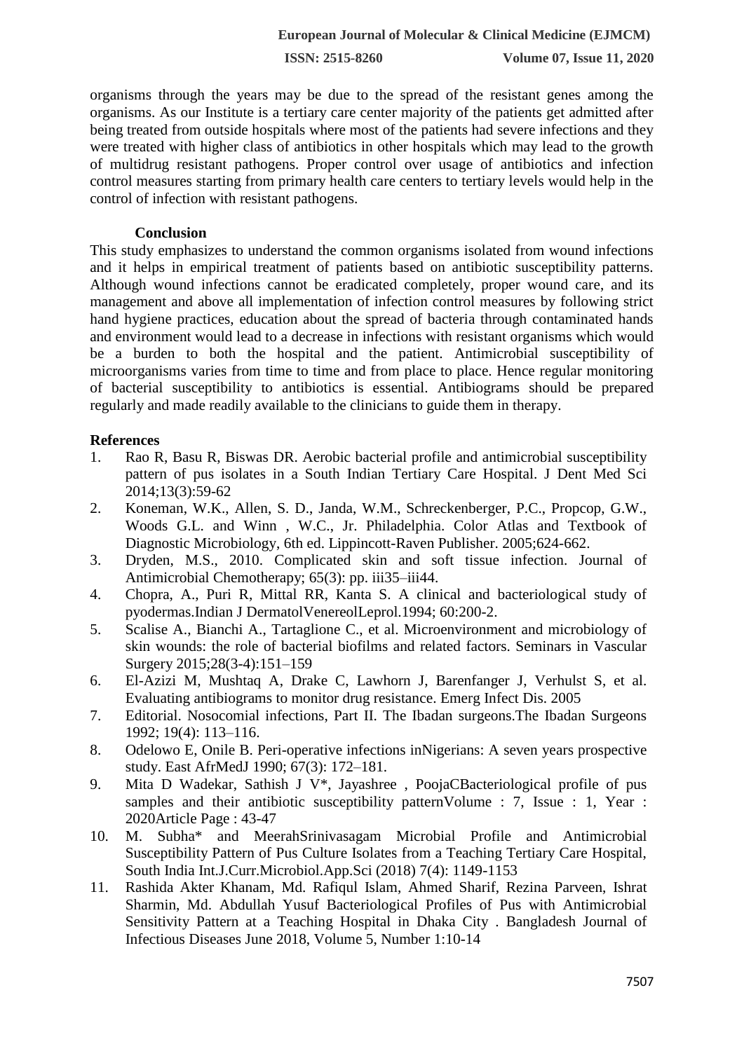organisms through the years may be due to the spread of the resistant genes among the organisms. As our Institute is a tertiary care center majority of the patients get admitted after being treated from outside hospitals where most of the patients had severe infections and they were treated with higher class of antibiotics in other hospitals which may lead to the growth of multidrug resistant pathogens. Proper control over usage of antibiotics and infection control measures starting from primary health care centers to tertiary levels would help in the control of infection with resistant pathogens.

## Conclusion

This study emphasizes to understand the common organisms isolated from wound infections and it helps in empirical treatment of patients based on antibiotic susceptibility patterns. Although wound infections cannot be eradicated completely, proper wound care, and its management and above all implementation of infection control measures by following strict hand hygiene practices, education about the spread of bacteria through contaminated hands and environment would lead to a decrease in infections with resistant organisms which would be a burden to both the hospital and the patient. Antimicrobial susceptibility of microorganisms varies from time to time and from place to place. Hence regular monitoring of bacterial susceptibility to antibiotics is essential. Antibiograms should be prepared regularly and made readily available to the clinicians to guide them in therapy.

## References

1. Rao R, Basu R, Biswas DR. Aerobic bacterial profile and antimicrobial susceptibility pattern of pus isolates in a South Indian Tertiary Care Hospital. J Dent Med Sci 2014;13(3):59-62
2. Koneman, W.K., Allen, S. D., Janda, W.M., Schreckenberger, P.C., Propcop, G.W., Woods G.L. and Winn , W.C., Jr. Philadelphia. Color Atlas and Textbook of Diagnostic Microbiology, 6th ed. Lippincott-Raven Publisher. 2005;624-662.
3. Dryden, M.S., 2010. Complicated skin and soft tissue infection. Journal of Antimicrobial Chemotherapy; 65(3): pp. iii35–iii44.
4. Chopra, A., Puri R, Mittal RR, Kanta S. A clinical and bacteriological study of pyodermas.Indian J DermatolVenereolLeprol.1994; 60:200-2.
5. Scalise A., Bianchi A., Tartaglione C., et al. Microenvironment and microbiology of skin wounds: the role of bacterial biofilms and related factors. Seminars in Vascular Surgery 2015;28(3-4):151–159
6. El-Azizi M, Mushtaq A, Drake C, Lawhorn J, Barenfanger J, Verhulst S, et al. Evaluating antibiograms to monitor drug resistance. Emerg Infect Dis. 2005
7. Editorial. Nosocomial infections, Part II. The Ibadan surgeons.The Ibadan Surgeons 1992; 19(4): 113–116.
8. Odelowo E, Onile B. Peri-operative infections inNigerians: A seven years prospective study. East AfrMedJ 1990; 67(3): 172–181.
9. Mita D Wadekar, Sathish J V*, Jayashree , PoojaCBacteriological profile of pus samples and their antibiotic susceptibility patternVolume : 7, Issue : 1, Year : 2020Article Page : 43-47
10. M. Subha* and MeerahSrinivasagam Microbial Profile and Antimicrobial Susceptibility Pattern of Pus Culture Isolates from a Teaching Tertiary Care Hospital, South India Int.J.Curr.Microbiol.App.Sci (2018) 7(4): 1149-1153
11. Rashida Akter Khanam, Md. Rafiqul Islam, Ahmed Sharif, Rezina Parveen, Ishrat Sharmin, Md. Abdullah Yusuf Bacteriological Profiles of Pus with Antimicrobial Sensitivity Pattern at a Teaching Hospital in Dhaka City . Bangladesh Journal of Infectious Diseases June 2018, Volume 5, Number 1:10-14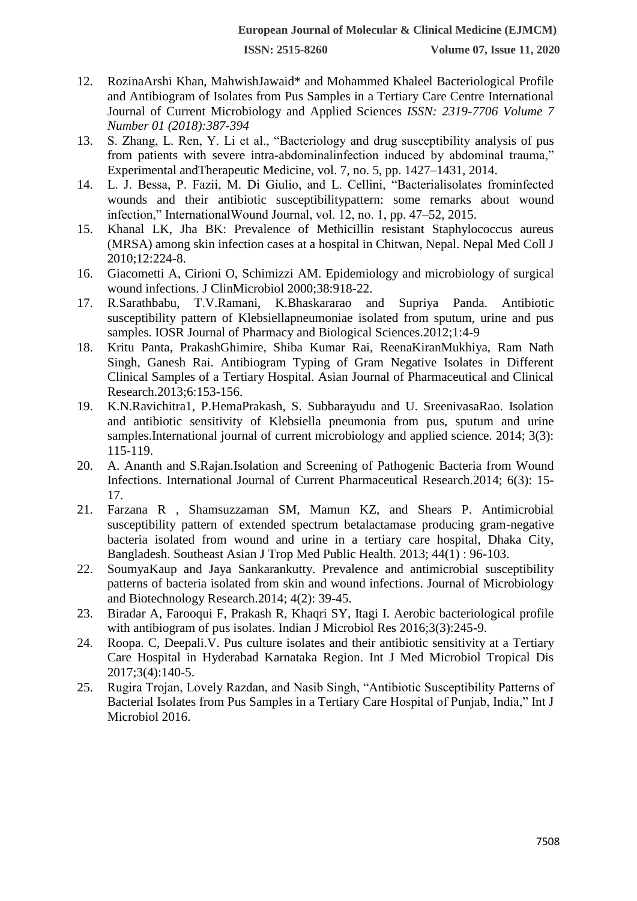12. RozinaArshi Khan, MahwishJawaid* and Mohammed Khaleel Bacteriological Profile and Antibiogram of Isolates from Pus Samples in a Tertiary Care Centre International Journal of Current Microbiology and Applied Sciences *ISSN: 2319-7706 Volume 7 Number 01 (2018):387-394*
13. S. Zhang, L. Ren, Y. Li et al., "Bacteriology and drug susceptibility analysis of pus from patients with severe intra-abdominalinfection induced by abdominal trauma," Experimental andTherapeutic Medicine, vol. 7, no. 5, pp. 1427–1431, 2014.
14. L. J. Bessa, P. Fazii, M. Di Giulio, and L. Cellini, "Bacterialisolates frominfected wounds and their antibiotic susceptibilitypattern: some remarks about wound infection," InternationalWound Journal, vol. 12, no. 1, pp. 47–52, 2015.
15. Khanal LK, Jha BK: Prevalence of Methicillin resistant Staphylococcus aureus (MRSA) among skin infection cases at a hospital in Chitwan, Nepal. Nepal Med Coll J 2010;12:224-8.
16. Giacometti A, Cirioni O, Schimizzi AM. Epidemiology and microbiology of surgical wound infections. J ClinMicrobiol 2000;38:918-22.
17. R.Sarathbabu, T.V.Ramani, K.Bhaskararao and Supriya Panda. Antibiotic susceptibility pattern of Klebsiellapneumoniae isolated from sputum, urine and pus samples. IOSR Journal of Pharmacy and Biological Sciences.2012;1:4-9
18. Kritu Panta, PrakashGhimire, Shiba Kumar Rai, ReenaKiranMukhiya, Ram Nath Singh, Ganesh Rai. Antibiogram Typing of Gram Negative Isolates in Different Clinical Samples of a Tertiary Hospital. Asian Journal of Pharmaceutical and Clinical Research.2013;6:153-156.
19. K.N.Ravichitra1, P.HemaPrakash, S. Subbarayudu and U. SreenivasaRao. Isolation and antibiotic sensitivity of Klebsiella pneumonia from pus, sputum and urine samples.International journal of current microbiology and applied science. 2014; 3(3): 115-119.
20. A. Ananth and S.Rajan.Isolation and Screening of Pathogenic Bacteria from Wound Infections. International Journal of Current Pharmaceutical Research.2014; 6(3): 15-17.
21. Farzana R , Shamsuzzaman SM, Mamun KZ, and Shears P. Antimicrobial susceptibility pattern of extended spectrum betalactamase producing gram-negative bacteria isolated from wound and urine in a tertiary care hospital, Dhaka City, Bangladesh. Southeast Asian J Trop Med Public Health. 2013; 44(1) : 96-103.
22. SoumyaKaup and Jaya Sankarankutty. Prevalence and antimicrobial susceptibility patterns of bacteria isolated from skin and wound infections. Journal of Microbiology and Biotechnology Research.2014; 4(2): 39-45.
23. Biradar A, Farooqui F, Prakash R, Khaqri SY, Itagi I. Aerobic bacteriological profile with antibiogram of pus isolates. Indian J Microbiol Res 2016;3(3):245-9.
24. Roopa. C, Deepali.V. Pus culture isolates and their antibiotic sensitivity at a Tertiary Care Hospital in Hyderabad Karnataka Region. Int J Med Microbiol Tropical Dis 2017;3(4):140-5.
25. Rugira Trojan, Lovely Razdan, and Nasib Singh, "Antibiotic Susceptibility Patterns of Bacterial Isolates from Pus Samples in a Tertiary Care Hospital of Punjab, India," Int J Microbiol 2016.